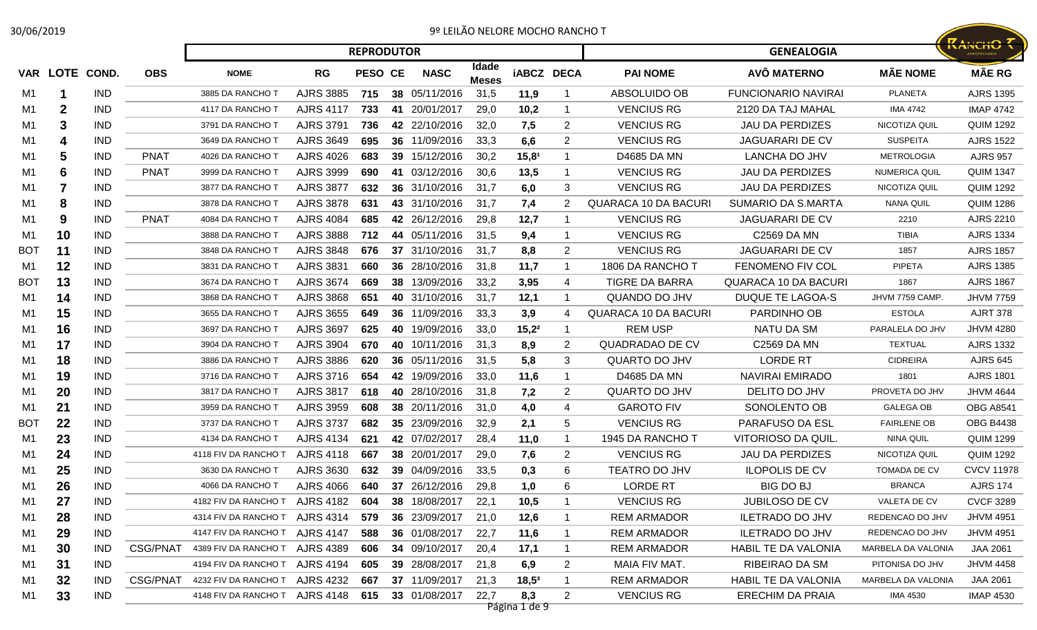# 9º LEILÃO NELORE MOCHO RANCHO T

30/06/2019

| VAR | LOTE | COND. | OBS | REPRODUTOR | | | | | | | | GENEALOGIA | | | |
|---|---|---|---|---|---|---|---|---|---|---|---|---|---|---|---|
| | | | | NOME | RG | PESO | CE | NASC | Idade Meses | iABCZ | DECA | PAI NOME | AVÔ MATERNO | MÃE NOME | MÃE RG |
| M1 | 1 | IND | | 3885 DA RANCHO T | AJRS 3885 | 715 | 38 | 05/11/2016 | 31,5 | 11,9 | 1 | ABSOLUIDO OB | FUNCIONARIO NAVIRAI | PLANETA | AJRS 1395 |
| M1 | 2 | IND | | 4117 DA RANCHO T | AJRS 4117 | 733 | 41 | 20/01/2017 | 29,0 | 10,2 | 1 | VENCIUS RG | 2120 DA TAJ MAHAL | IMA 4742 | IMAP 4742 |
| M1 | 3 | IND | | 3791 DA RANCHO T | AJRS 3791 | 736 | 42 | 22/10/2016 | 32,0 | 7,5 | 2 | VENCIUS RG | JAU DA PERDIZES | NICOTIZA QUIL | QUIM 1292 |
| M1 | 4 | IND | | 3649 DA RANCHO T | AJRS 3649 | 695 | 36 | 11/09/2016 | 33,3 | 6,6 | 2 | VENCIUS RG | JAGUARARI DE CV | SUSPEITA | AJRS 1522 |
| M1 | 5 | IND | PNAT | 4026 DA RANCHO T | AJRS 4026 | 683 | 39 | 15/12/2016 | 30,2 | 15,8[1] | 1 | D4685 DA MN | LANCHA DO JHV | METROLOGIA | AJRS 957 |
| M1 | 6 | IND | PNAT | 3999 DA RANCHO T | AJRS 3999 | 690 | 41 | 03/12/2016 | 30,6 | 13,5 | 1 | VENCIUS RG | JAU DA PERDIZES | NUMERICA QUIL | QUIM 1347 |
| M1 | 7 | IND | | 3877 DA RANCHO T | AJRS 3877 | 632 | 36 | 31/10/2016 | 31,7 | 6,0 | 3 | VENCIUS RG | JAU DA PERDIZES | NICOTIZA QUIL | QUIM 1292 |
| M1 | 8 | IND | | 3878 DA RANCHO T | AJRS 3878 | 631 | 43 | 31/10/2016 | 31,7 | 7,4 | 2 | QUARACA 10 DA BACURI | SUMARIO DA S.MARTA | NANA QUIL | QUIM 1286 |
| M1 | 9 | IND | PNAT | 4084 DA RANCHO T | AJRS 4084 | 685 | 42 | 26/12/2016 | 29,8 | 12,7 | 1 | VENCIUS RG | JAGUARARI DE CV | 2210 | AJRS 2210 |
| M1 | 10 | IND | | 3888 DA RANCHO T | AJRS 3888 | 712 | 44 | 05/11/2016 | 31,5 | 9,4 | 1 | VENCIUS RG | C2569 DA MN | TIBIA | AJRS 1334 |
| BOT | 11 | IND | | 3848 DA RANCHO T | AJRS 3848 | 676 | 37 | 31/10/2016 | 31,7 | 8,8 | 2 | VENCIUS RG | JAGUARARI DE CV | 1857 | AJRS 1857 |
| M1 | 12 | IND | | 3831 DA RANCHO T | AJRS 3831 | 660 | 36 | 28/10/2016 | 31,8 | 11,7 | 1 | 1806 DA RANCHO T | FENOMENO FIV COL | PIPETA | AJRS 1385 |
| BOT | 13 | IND | | 3674 DA RANCHO T | AJRS 3674 | 669 | 38 | 13/09/2016 | 33,2 | 3,95 | 4 | TIGRE DA BARRA | QUARACA 10 DA BACURI | 1867 | AJRS 1867 |
| M1 | 14 | IND | | 3868 DA RANCHO T | AJRS 3868 | 651 | 40 | 31/10/2016 | 31,7 | 12,1 | 1 | QUANDO DO JHV | DUQUE TE LAGOA-S | JHVM 7759 CAMP. | JHVM 7759 |
| M1 | 15 | IND | | 3655 DA RANCHO T | AJRS 3655 | 649 | 36 | 11/09/2016 | 33,3 | 3,9 | 4 | QUARACA 10 DA BACURI | PARDINHO OB | ESTOLA | AJRT 378 |
| M1 | 16 | IND | | 3697 DA RANCHO T | AJRS 3697 | 625 | 40 | 19/09/2016 | 33,0 | 15,2[2] | 1 | REM USP | NATU DA SM | PARALELA DO JHV | JHVM 4280 |
| M1 | 17 | IND | | 3904 DA RANCHO T | AJRS 3904 | 670 | 40 | 10/11/2016 | 31,3 | 8,9 | 2 | QUADRADAO DE CV | C2569 DA MN | TEXTUAL | AJRS 1332 |
| M1 | 18 | IND | | 3886 DA RANCHO T | AJRS 3886 | 620 | 36 | 05/11/2016 | 31,5 | 5,8 | 3 | QUARTO DO JHV | LORDE RT | CIDREIRA | AJRS 645 |
| M1 | 19 | IND | | 3716 DA RANCHO T | AJRS 3716 | 654 | 42 | 19/09/2016 | 33,0 | 11,6 | 1 | D4685 DA MN | NAVIRAI EMIRADO | 1801 | AJRS 1801 |
| M1 | 20 | IND | | 3817 DA RANCHO T | AJRS 3817 | 618 | 40 | 28/10/2016 | 31,8 | 7,2 | 2 | QUARTO DO JHV | DELITO DO JHV | PROVETA DO JHV | JHVM 4644 |
| M1 | 21 | IND | | 3959 DA RANCHO T | AJRS 3959 | 608 | 38 | 20/11/2016 | 31,0 | 4,0 | 4 | GAROTO FIV | SONOLENTO OB | GALEGA OB | OBG A8541 |
| BOT | 22 | IND | | 3737 DA RANCHO T | AJRS 3737 | 682 | 35 | 23/09/2016 | 32,9 | 2,1 | 5 | VENCIUS RG | PARAFUSO DA ESL | FAIRLENE OB | OBG B4438 |
| M1 | 23 | IND | | 4134 DA RANCHO T | AJRS 4134 | 621 | 42 | 07/02/2017 | 28,4 | 11,0 | 1 | 1945 DA RANCHO T | VITORIOSO DA QUIL. | NINA QUIL | QUIM 1299 |
| M1 | 24 | IND | | 4118 FIV DA RANCHO T | AJRS 4118 | 667 | 38 | 20/01/2017 | 29,0 | 7,6 | 2 | VENCIUS RG | JAU DA PERDIZES | NICOTIZA QUIL | QUIM 1292 |
| M1 | 25 | IND | | 3630 DA RANCHO T | AJRS 3630 | 632 | 39 | 04/09/2016 | 33,5 | 0,3 | 6 | TEATRO DO JHV | ILOPOLIS DE CV | TOMADA DE CV | CVCV 11978 |
| M1 | 26 | IND | | 4066 DA RANCHO T | AJRS 4066 | 640 | 37 | 26/12/2016 | 29,8 | 1,0 | 6 | LORDE RT | BIG DO BJ | BRANCA | AJRS 174 |
| M1 | 27 | IND | | 4182 FIV DA RANCHO T | AJRS 4182 | 604 | 38 | 18/08/2017 | 22,1 | 10,5 | 1 | VENCIUS RG | JUBILOSO DE CV | VALETA DE CV | CVCF 3289 |
| M1 | 28 | IND | | 4314 FIV DA RANCHO T | AJRS 4314 | 579 | 36 | 23/09/2017 | 21,0 | 12,6 | 1 | REM ARMADOR | ILETRADO DO JHV | REDENCAO DO JHV | JHVM 4951 |
| M1 | 29 | IND | | 4147 FIV DA RANCHO T | AJRS 4147 | 588 | 36 | 01/08/2017 | 22,7 | 11,6 | 1 | REM ARMADOR | ILETRADO DO JHV | REDENCAO DO JHV | JHVM 4951 |
| M1 | 30 | IND | CSG/PNAT | 4389 FIV DA RANCHO T | AJRS 4389 | 606 | 34 | 09/10/2017 | 20,4 | 17,1 | 1 | REM ARMADOR | HABIL TE DA VALONIA | MARBELA DA VALONIA | JAA 2061 |
| M1 | 31 | IND | | 4194 FIV DA RANCHO T | AJRS 4194 | 605 | 39 | 28/08/2017 | 21,8 | 6,9 | 2 | MAIA FIV MAT. | RIBEIRAO DA SM | PITONISA DO JHV | JHVM 4458 |
| M1 | 32 | IND | CSG/PNAT | 4232 FIV DA RANCHO T | AJRS 4232 | 667 | 37 | 11/09/2017 | 21,3 | 18,5[3] | 1 | REM ARMADOR | HABIL TE DA VALONIA | MARBELA DA VALONIA | JAA 2061 |
| M1 | 33 | IND | | 4148 FIV DA RANCHO T | AJRS 4148 | 615 | 33 | 01/08/2017 | 22,7 | 8,3 | 2 | VENCIUS RG | ERECHIM DA PRAIA | IMA 4530 | IMAP 4530 |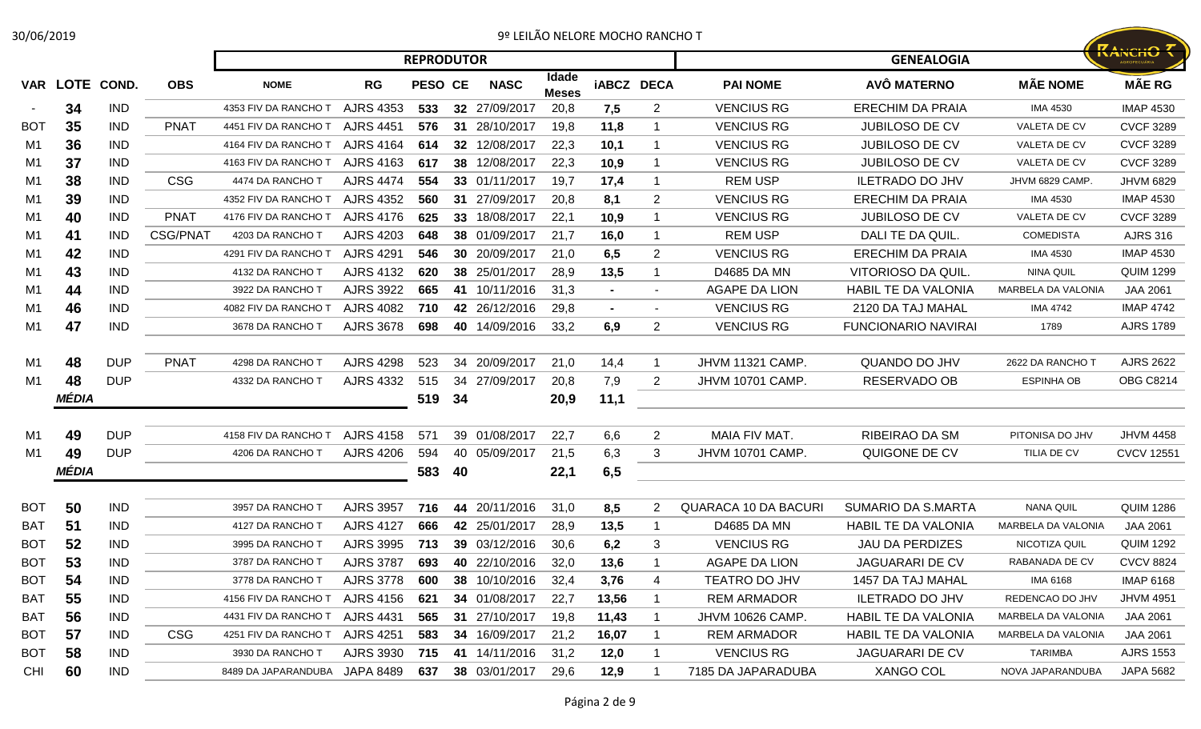# 9º LEILÃO NELORE MOCHO RANCHO T

| | | | | REPRODUTOR | | | | | | | | | GENEALOGIA | | | |
|---|---|---|---|---|---|---|---|---|---|---|---|---|---|---|---|---|
| VAR | LOTE | COND. | OBS | NOME | RG | PESO | CE | NASC | Idade Meses | iABCZ | DECA | PAI NOME | AVÔ MATERNO | MÃE NOME | MÃE RG |
| - | 34 | IND | | 4353 FIV DA RANCHO T | AJRS 4353 | 533 | 32 | 27/09/2017 | 20,8 | 7,5 | 2 | VENCIUS RG | ERECHIM DA PRAIA | IMA 4530 | IMAP 4530 |
| BOT | 35 | IND | PNAT | 4451 FIV DA RANCHO T | AJRS 4451 | 576 | 31 | 28/10/2017 | 19,8 | 11,8 | 1 | VENCIUS RG | JUBILOSO DE CV | VALETA DE CV | CVCF 3289 |
| M1 | 36 | IND | | 4164 FIV DA RANCHO T | AJRS 4164 | 614 | 32 | 12/08/2017 | 22,3 | 10,1 | 1 | VENCIUS RG | JUBILOSO DE CV | VALETA DE CV | CVCF 3289 |
| M1 | 37 | IND | | 4163 FIV DA RANCHO T | AJRS 4163 | 617 | 38 | 12/08/2017 | 22,3 | 10,9 | 1 | VENCIUS RG | JUBILOSO DE CV | VALETA DE CV | CVCF 3289 |
| M1 | 38 | IND | CSG | 4474 DA RANCHO T | AJRS 4474 | 554 | 33 | 01/11/2017 | 19,7 | 17,4 | 1 | REM USP | ILETRADO DO JHV | JHVM 6829 CAMP. | JHVM 6829 |
| M1 | 39 | IND | | 4352 FIV DA RANCHO T | AJRS 4352 | 560 | 31 | 27/09/2017 | 20,8 | 8,1 | 2 | VENCIUS RG | ERECHIM DA PRAIA | IMA 4530 | IMAP 4530 |
| M1 | 40 | IND | PNAT | 4176 FIV DA RANCHO T | AJRS 4176 | 625 | 33 | 18/08/2017 | 22,1 | 10,9 | 1 | VENCIUS RG | JUBILOSO DE CV | VALETA DE CV | CVCF 3289 |
| M1 | 41 | IND | CSG/PNAT | 4203 DA RANCHO T | AJRS 4203 | 648 | 38 | 01/09/2017 | 21,7 | 16,0 | 1 | REM USP | DALI TE DA QUIL. | COMEDISTA | AJRS 316 |
| M1 | 42 | IND | | 4291 FIV DA RANCHO T | AJRS 4291 | 546 | 30 | 20/09/2017 | 21,0 | 6,5 | 2 | VENCIUS RG | ERECHIM DA PRAIA | IMA 4530 | IMAP 4530 |
| M1 | 43 | IND | | 4132 DA RANCHO T | AJRS 4132 | 620 | 38 | 25/01/2017 | 28,9 | 13,5 | 1 | D4685 DA MN | VITORIOSO DA QUIL. | NINA QUIL | QUIM 1299 |
| M1 | 44 | IND | | 3922 DA RANCHO T | AJRS 3922 | 665 | 41 | 10/11/2016 | 31,3 | - | - | AGAPE DA LION | HABIL TE DA VALONIA | MARBELA DA VALONIA | JAA 2061 |
| M1 | 46 | IND | | 4082 FIV DA RANCHO T | AJRS 4082 | 710 | 42 | 26/12/2016 | 29,8 | - | - | VENCIUS RG | 2120 DA TAJ MAHAL | IMA 4742 | IMAP 4742 |
| M1 | 47 | IND | | 3678 DA RANCHO T | AJRS 3678 | 698 | 40 | 14/09/2016 | 33,2 | 6,9 | 2 | VENCIUS RG | FUNCIONARIO NAVIRAI | 1789 | AJRS 1789 |
| M1 | 48 | DUP | PNAT | 4298 DA RANCHO T | AJRS 4298 | 523 | 34 | 20/09/2017 | 21,0 | 14,4 | 1 | JHVM 11321 CAMP. | QUANDO DO JHV | 2622 DA RANCHO T | AJRS 2622 |
| M1 | 48 | DUP | | 4332 DA RANCHO T | AJRS 4332 | 515 | 34 | 27/09/2017 | 20,8 | 7,9 | 2 | JHVM 10701 CAMP. | RESERVADO OB | ESPINHA OB | OBG C8214 |
| | ***MÉDIA*** | | | | | 519 | 34 | | 20,9 | 11,1 | | | | | |
| M1 | 49 | DUP | | 4158 FIV DA RANCHO T | AJRS 4158 | 571 | 39 | 01/08/2017 | 22,7 | 6,6 | 2 | MAIA FIV MAT. | RIBEIRAO DA SM | PITONISA DO JHV | JHVM 4458 |
| M1 | 49 | DUP | | 4206 DA RANCHO T | AJRS 4206 | 594 | 40 | 05/09/2017 | 21,5 | 6,3 | 3 | JHVM 10701 CAMP. | QUIGONE DE CV | TILIA DE CV | CVCV 12551 |
| | ***MÉDIA*** | | | | | 583 | 40 | | 22,1 | 6,5 | | | | | |
| BOT | 50 | IND | | 3957 DA RANCHO T | AJRS 3957 | 716 | 44 | 20/11/2016 | 31,0 | 8,5 | 2 | QUARACA 10 DA BACURI | SUMARIO DA S.MARTA | NANA QUIL | QUIM 1286 |
| BAT | 51 | IND | | 4127 DA RANCHO T | AJRS 4127 | 666 | 42 | 25/01/2017 | 28,9 | 13,5 | 1 | D4685 DA MN | HABIL TE DA VALONIA | MARBELA DA VALONIA | JAA 2061 |
| BOT | 52 | IND | | 3995 DA RANCHO T | AJRS 3995 | 713 | 39 | 03/12/2016 | 30,6 | 6,2 | 3 | VENCIUS RG | JAU DA PERDIZES | NICOTIZA QUIL | QUIM 1292 |
| BOT | 53 | IND | | 3787 DA RANCHO T | AJRS 3787 | 693 | 40 | 22/10/2016 | 32,0 | 13,6 | 1 | AGAPE DA LION | JAGUARARI DE CV | RABANADA DE CV | CVCV 8824 |
| BOT | 54 | IND | | 3778 DA RANCHO T | AJRS 3778 | 600 | 38 | 10/10/2016 | 32,4 | 3,76 | 4 | TEATRO DO JHV | 1457 DA TAJ MAHAL | IMA 6168 | IMAP 6168 |
| BAT | 55 | IND | | 4156 FIV DA RANCHO T | AJRS 4156 | 621 | 34 | 01/08/2017 | 22,7 | 13,56 | 1 | REM ARMADOR | ILETRADO DO JHV | REDENCAO DO JHV | JHVM 4951 |
| BAT | 56 | IND | | 4431 FIV DA RANCHO T | AJRS 4431 | 565 | 31 | 27/10/2017 | 19,8 | 11,43 | 1 | JHVM 10626 CAMP. | HABIL TE DA VALONIA | MARBELA DA VALONIA | JAA 2061 |
| BOT | 57 | IND | CSG | 4251 FIV DA RANCHO T | AJRS 4251 | 583 | 34 | 16/09/2017 | 21,2 | 16,07 | 1 | REM ARMADOR | HABIL TE DA VALONIA | MARBELA DA VALONIA | JAA 2061 |
| BOT | 58 | IND | | 3930 DA RANCHO T | AJRS 3930 | 715 | 41 | 14/11/2016 | 31,2 | 12,0 | 1 | VENCIUS RG | JAGUARARI DE CV | TARIMBA | AJRS 1553 |
| CHI | 60 | IND | | 8489 DA JAPARANDUBA | JAPA 8489 | 637 | 38 | 03/01/2017 | 29,6 | 12,9 | 1 | 7185 DA JAPARADUBA | XANGO COL | NOVA JAPARANDUBA | JAPA 5682 |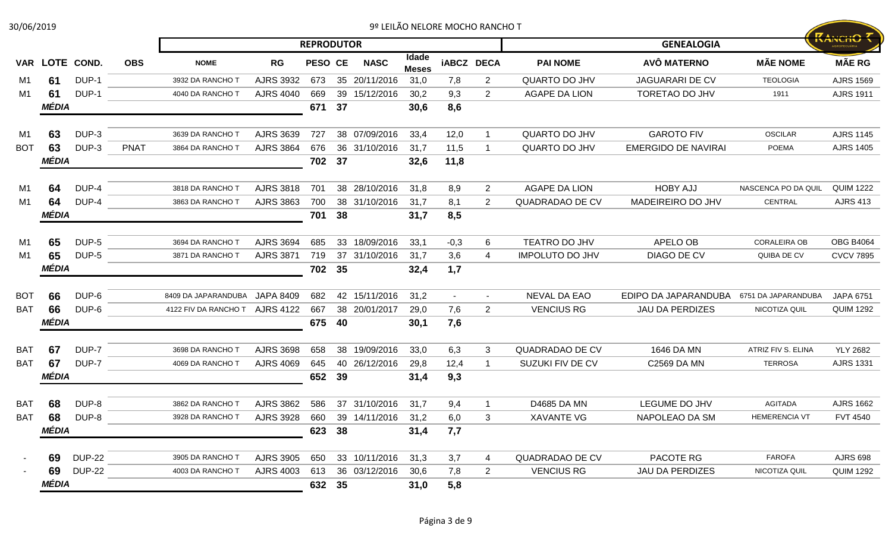# 9º LEILÃO NELORE MOCHO RANCHO T

| | | | | REPRODUTOR | | | | | | | | | GENEALOGIA | | | |
|---|---|---|---|---|---|---|---|---|---|---|---|---|---|---|---|---|
| VAR | LOTE | COND. | OBS | NOME | RG | PESO | CE | NASC | Idade Meses | iABCZ | DECA | PAI NOME | AVÔ MATERNO | MÃE NOME | MÃE RG |
| M1 | 61 | DUP-1 | | 3932 DA RANCHO T | AJRS 3932 | 673 | 35 | 20/11/2016 | 31,0 | 7,8 | 2 | QUARTO DO JHV | JAGUARARI DE CV | TEOLOGIA | AJRS 1569 |
| M1 | 61 | DUP-1 | | 4040 DA RANCHO T | AJRS 4040 | 669 | 39 | 15/12/2016 | 30,2 | 9,3 | 2 | AGAPE DA LION | TORETAO DO JHV | 1911 | AJRS 1911 |
| | MÉDIA | | | | | 671 | 37 | | 30,6 | 8,6 | | | | | |
| M1 | 63 | DUP-3 | | 3639 DA RANCHO T | AJRS 3639 | 727 | 38 | 07/09/2016 | 33,4 | 12,0 | 1 | QUARTO DO JHV | GAROTO FIV | OSCILAR | AJRS 1145 |
| BOT | 63 | DUP-3 | PNAT | 3864 DA RANCHO T | AJRS 3864 | 676 | 36 | 31/10/2016 | 31,7 | 11,5 | 1 | QUARTO DO JHV | EMERGIDO DE NAVIRAI | POEMA | AJRS 1405 |
| | MÉDIA | | | | | 702 | 37 | | 32,6 | 11,8 | | | | | |
| M1 | 64 | DUP-4 | | 3818 DA RANCHO T | AJRS 3818 | 701 | 38 | 28/10/2016 | 31,8 | 8,9 | 2 | AGAPE DA LION | HOBY AJJ | NASCENCA PO DA QUIL | QUIM 1222 |
| M1 | 64 | DUP-4 | | 3863 DA RANCHO T | AJRS 3863 | 700 | 38 | 31/10/2016 | 31,7 | 8,1 | 2 | QUADRADAO DE CV | MADEIREIRO DO JHV | CENTRAL | AJRS 413 |
| | MÉDIA | | | | | 701 | 38 | | 31,7 | 8,5 | | | | | |
| M1 | 65 | DUP-5 | | 3694 DA RANCHO T | AJRS 3694 | 685 | 33 | 18/09/2016 | 33,1 | -0,3 | 6 | TEATRO DO JHV | APELO OB | CORALEIRA OB | OBG B4064 |
| M1 | 65 | DUP-5 | | 3871 DA RANCHO T | AJRS 3871 | 719 | 37 | 31/10/2016 | 31,7 | 3,6 | 4 | IMPOLUTO DO JHV | DIAGO DE CV | QUIBA DE CV | CVCV 7895 |
| | MÉDIA | | | | | 702 | 35 | | 32,4 | 1,7 | | | | | |
| BOT | 66 | DUP-6 | | 8409 DA JAPARANDUBA | JAPA 8409 | 682 | 42 | 15/11/2016 | 31,2 | - | - | NEVAL DA EAO | EDIPO DA JAPARANDUBA | 6751 DA JAPARANDUBA | JAPA 6751 |
| BAT | 66 | DUP-6 | | 4122 FIV DA RANCHO T | AJRS 4122 | 667 | 38 | 20/01/2017 | 29,0 | 7,6 | 2 | VENCIUS RG | JAU DA PERDIZES | NICOTIZA QUIL | QUIM 1292 |
| | MÉDIA | | | | | 675 | 40 | | 30,1 | 7,6 | | | | | |
| BAT | 67 | DUP-7 | | 3698 DA RANCHO T | AJRS 3698 | 658 | 38 | 19/09/2016 | 33,0 | 6,3 | 3 | QUADRADAO DE CV | 1646 DA MN | ATRIZ FIV S. ELINA | YLY 2682 |
| BAT | 67 | DUP-7 | | 4069 DA RANCHO T | AJRS 4069 | 645 | 40 | 26/12/2016 | 29,8 | 12,4 | 1 | SUZUKI FIV DE CV | C2569 DA MN | TERROSA | AJRS 1331 |
| | MÉDIA | | | | | 652 | 39 | | 31,4 | 9,3 | | | | | |
| BAT | 68 | DUP-8 | | 3862 DA RANCHO T | AJRS 3862 | 586 | 37 | 31/10/2016 | 31,7 | 9,4 | 1 | D4685 DA MN | LEGUME DO JHV | AGITADA | AJRS 1662 |
| BAT | 68 | DUP-8 | | 3928 DA RANCHO T | AJRS 3928 | 660 | 39 | 14/11/2016 | 31,2 | 6,0 | 3 | XAVANTE VG | NAPOLEAO DA SM | HEMERENCIA VT | FVT 4540 |
| | MÉDIA | | | | | 623 | 38 | | 31,4 | 7,7 | | | | | |
| - | 69 | DUP-22 | | 3905 DA RANCHO T | AJRS 3905 | 650 | 33 | 10/11/2016 | 31,3 | 3,7 | 4 | QUADRADAO DE CV | PACOTE RG | FAROFA | AJRS 698 |
| - | 69 | DUP-22 | | 4003 DA RANCHO T | AJRS 4003 | 613 | 36 | 03/12/2016 | 30,6 | 7,8 | 2 | VENCIUS RG | JAU DA PERDIZES | NICOTIZA QUIL | QUIM 1292 |
| | MÉDIA | | | | | 632 | 35 | | 31,0 | 5,8 | | | | | |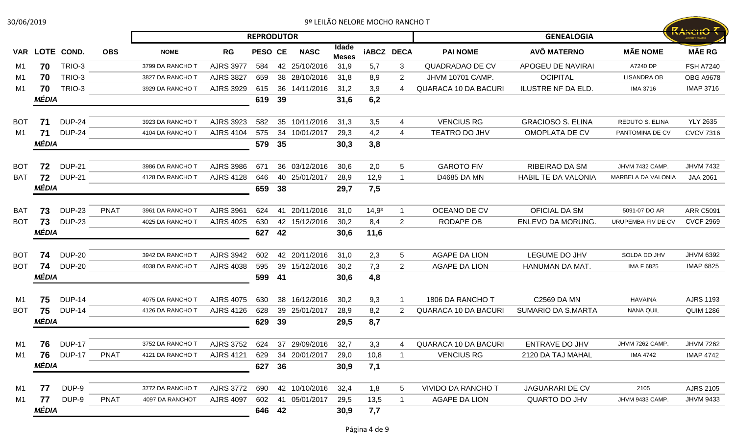# 9º LEILÃO NELORE MOCHO RANCHO T

30/06/2019

| | | | | REPRODUTOR | | | | | | | | GENEALOGIA | | | |
|---|---|---|---|---|---|---|---|---|---|---|---|---|---|---|---|
| VAR | LOTE | COND. | OBS | NOME | RG | PESO | CE | NASC | Idade Meses | iABCZ | DECA | PAI NOME | AVÔ MATERNO | MÃE NOME | MÃE RG |
| M1 | 70 | TRIO-3 | | 3799 DA RANCHO T | AJRS 3977 | 584 | 42 | 25/10/2016 | 31,9 | 5,7 | 3 | QUADRADAO DE CV | APOGEU DE NAVIRAI | A7240 DP | FSH A7240 |
| M1 | 70 | TRIO-3 | | 3827 DA RANCHO T | AJRS 3827 | 659 | 38 | 28/10/2016 | 31,8 | 8,9 | 2 | JHVM 10701 CAMP. | OCIPITAL | LISANDRA OB | OBG A9678 |
| M1 | 70 | TRIO-3 | | 3929 DA RANCHO T | AJRS 3929 | 615 | 36 | 14/11/2016 | 31,2 | 3,9 | 4 | QUARACA 10 DA BACURI | ILUSTRE NF DA ELD. | IMA 3716 | IMAP 3716 |
| | **MÉDIA** | | | | | **619** | **39** | | **31,6** | **6,2** | | | | | |
| BOT | 71 | DUP-24 | | 3923 DA RANCHO T | AJRS 3923 | 582 | 35 | 10/11/2016 | 31,3 | 3,5 | 4 | VENCIUS RG | GRACIOSO S. ELINA | REDUTO S. ELINA | YLY 2635 |
| M1 | 71 | DUP-24 | | 4104 DA RANCHO T | AJRS 4104 | 575 | 34 | 10/01/2017 | 29,3 | 4,2 | 4 | TEATRO DO JHV | OMOPLATA DE CV | PANTOMINA DE CV | CVCV 7316 |
| | **MÉDIA** | | | | | **579** | **35** | | **30,3** | **3,8** | | | | | |
| BOT | 72 | DUP-21 | | 3986 DA RANCHO T | AJRS 3986 | 671 | 36 | 03/12/2016 | 30,6 | 2,0 | 5 | GAROTO FIV | RIBEIRAO DA SM | JHVM 7432 CAMP. | JHVM 7432 |
| BAT | 72 | DUP-21 | | 4128 DA RANCHO T | AJRS 4128 | 646 | 40 | 25/01/2017 | 28,9 | 12,9 | 1 | D4685 DA MN | HABIL TE DA VALONIA | MARBELA DA VALONIA | JAA 2061 |
| | **MÉDIA** | | | | | **659** | **38** | | **29,7** | **7,5** | | | | | |
| BAT | 73 | DUP-23 | PNAT | 3961 DA RANCHO T | AJRS 3961 | 624 | 41 | 20/11/2016 | 31,0 | $14,9^{3}$ | 1 | OCEANO DE CV | OFICIAL DA SM | 5091-07 DO AR | ARR C5091 |
| BOT | 73 | DUP-23 | | 4025 DA RANCHO T | AJRS 4025 | 630 | 42 | 15/12/2016 | 30,2 | 8,4 | 2 | RODAPE OB | ENLEVO DA MORUNG. | URUPEMBA FIV DE CV | CVCF 2969 |
| | **MÉDIA** | | | | | **627** | **42** | | **30,6** | **11,6** | | | | | |
| BOT | 74 | DUP-20 | | 3942 DA RANCHO T | AJRS 3942 | 602 | 42 | 20/11/2016 | 31,0 | 2,3 | 5 | AGAPE DA LION | LEGUME DO JHV | SOLDA DO JHV | JHVM 6392 |
| BOT | 74 | DUP-20 | | 4038 DA RANCHO T | AJRS 4038 | 595 | 39 | 15/12/2016 | 30,2 | 7,3 | 2 | AGAPE DA LION | HANUMAN DA MAT. | IMA F 6825 | IMAP 6825 |
| | **MÉDIA** | | | | | **599** | **41** | | **30,6** | **4,8** | | | | | |
| M1 | 75 | DUP-14 | | 4075 DA RANCHO T | AJRS 4075 | 630 | 38 | 16/12/2016 | 30,2 | 9,3 | 1 | 1806 DA RANCHO T | C2569 DA MN | HAVAINA | AJRS 1193 |
| BOT | 75 | DUP-14 | | 4126 DA RANCHO T | AJRS 4126 | 628 | 39 | 25/01/2017 | 28,9 | 8,2 | 2 | QUARACA 10 DA BACURI | SUMARIO DA S.MARTA | NANA QUIL | QUIM 1286 |
| | **MÉDIA** | | | | | **629** | **39** | | **29,5** | **8,7** | | | | | |
| M1 | 76 | DUP-17 | | 3752 DA RANCHO T | AJRS 3752 | 624 | 37 | 29/09/2016 | 32,7 | 3,3 | 4 | QUARACA 10 DA BACURI | ENTRAVE DO JHV | JHVM 7262 CAMP. | JHVM 7262 |
| M1 | 76 | DUP-17 | PNAT | 4121 DA RANCHO T | AJRS 4121 | 629 | 34 | 20/01/2017 | 29,0 | 10,8 | 1 | VENCIUS RG | 2120 DA TAJ MAHAL | IMA 4742 | IMAP 4742 |
| | **MÉDIA** | | | | | **627** | **36** | | **30,9** | **7,1** | | | | | |
| M1 | 77 | DUP-9 | | 3772 DA RANCHO T | AJRS 3772 | 690 | 42 | 10/10/2016 | 32,4 | 1,8 | 5 | VIVIDO DA RANCHO T | JAGUARARI DE CV | 2105 | AJRS 2105 |
| M1 | 77 | DUP-9 | PNAT | 4097 DA RANCHOT | AJRS 4097 | 602 | 41 | 05/01/2017 | 29,5 | 13,5 | 1 | AGAPE DA LION | QUARTO DO JHV | JHVM 9433 CAMP. | JHVM 9433 |
| | **MÉDIA** | | | | | **646** | **42** | | **30,9** | **7,7** | | | | | |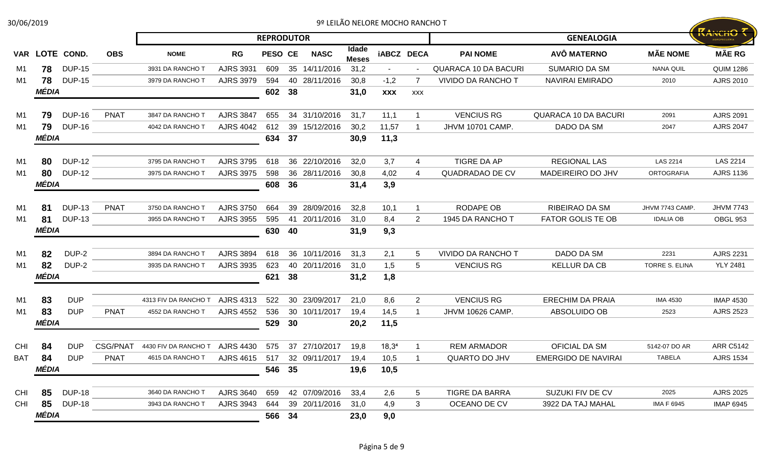# 9º LEILÃO NELORE MOCHO RANCHO T

30/06/2019

| | | | | REPRODUTOR | | | | | | | | | GENEALOGIA | | | |
|---|---|---|---|---|---|---|---|---|---|---|---|---|---|---|---|---|
| VAR | LOTE | COND. | OBS | NOME | RG | PESO | CE | NASC | Idade Meses | iABCZ | DECA | PAI NOME | AVÔ MATERNO | MÃE NOME | MÃE RG |
| M1 | 78 | DUP-15 | | 3931 DA RANCHO T | AJRS 3931 | 609 | 35 | 14/11/2016 | 31,2 | - | - | QUARACA 10 DA BACURI | SUMARIO DA SM | NANA QUIL | QUIM 1286 |
| M1 | 78 | DUP-15 | | 3979 DA RANCHO T | AJRS 3979 | 594 | 40 | 28/11/2016 | 30,8 | -1,2 | 7 | VIVIDO DA RANCHO T | NAVIRAI EMIRADO | 2010 | AJRS 2010 |
| | MÉDIA | | | | | 602 | 38 | | 31,0 | XXX | XXX | | | | |
| M1 | 79 | DUP-16 | PNAT | 3847 DA RANCHO T | AJRS 3847 | 655 | 34 | 31/10/2016 | 31,7 | 11,1 | 1 | VENCIUS RG | QUARACA 10 DA BACURI | 2091 | AJRS 2091 |
| M1 | 79 | DUP-16 | | 4042 DA RANCHO T | AJRS 4042 | 612 | 39 | 15/12/2016 | 30,2 | 11,57 | 1 | JHVM 10701 CAMP. | DADO DA SM | 2047 | AJRS 2047 |
| | MÉDIA | | | | | 634 | 37 | | 30,9 | 11,3 | | | | | |
| M1 | 80 | DUP-12 | | 3795 DA RANCHO T | AJRS 3795 | 618 | 36 | 22/10/2016 | 32,0 | 3,7 | 4 | TIGRE DA AP | REGIONAL LAS | LAS 2214 | LAS 2214 |
| M1 | 80 | DUP-12 | | 3975 DA RANCHO T | AJRS 3975 | 598 | 36 | 28/11/2016 | 30,8 | 4,02 | 4 | QUADRADAO DE CV | MADEIREIRO DO JHV | ORTOGRAFIA | AJRS 1136 |
| | MÉDIA | | | | | 608 | 36 | | 31,4 | 3,9 | | | | | |
| M1 | 81 | DUP-13 | PNAT | 3750 DA RANCHO T | AJRS 3750 | 664 | 39 | 28/09/2016 | 32,8 | 10,1 | 1 | RODAPE OB | RIBEIRAO DA SM | JHVM 7743 CAMP. | JHVM 7743 |
| M1 | 81 | DUP-13 | | 3955 DA RANCHO T | AJRS 3955 | 595 | 41 | 20/11/2016 | 31,0 | 8,4 | 2 | 1945 DA RANCHO T | FATOR GOLIS TE OB | IDALIA OB | OBGL 953 |
| | MÉDIA | | | | | 630 | 40 | | 31,9 | 9,3 | | | | | |
| M1 | 82 | DUP-2 | | 3894 DA RANCHO T | AJRS 3894 | 618 | 36 | 10/11/2016 | 31,3 | 2,1 | 5 | VIVIDO DA RANCHO T | DADO DA SM | 2231 | AJRS 2231 |
| M1 | 82 | DUP-2 | | 3935 DA RANCHO T | AJRS 3935 | 623 | 40 | 20/11/2016 | 31,0 | 1,5 | 5 | VENCIUS RG | KELLUR DA CB | TORRE S. ELINA | YLY 2481 |
| | MÉDIA | | | | | 621 | 38 | | 31,2 | 1,8 | | | | | |
| M1 | 83 | DUP | | 4313 FIV DA RANCHO T | AJRS 4313 | 522 | 30 | 23/09/2017 | 21,0 | 8,6 | 2 | VENCIUS RG | ERECHIM DA PRAIA | IMA 4530 | IMAP 4530 |
| M1 | 83 | DUP | PNAT | 4552 DA RANCHO T | AJRS 4552 | 536 | 30 | 10/11/2017 | 19,4 | 14,5 | 1 | JHVM 10626 CAMP. | ABSOLUIDO OB | 2523 | AJRS 2523 |
| | MÉDIA | | | | | 529 | 30 | | 20,2 | 11,5 | | | | | |
| CHI | 84 | DUP | CSG/PNAT | 4430 FIV DA RANCHO T | AJRS 4430 | 575 | 37 | 27/10/2017 | 19,8 | 18,3⁴ | 1 | REM ARMADOR | OFICIAL DA SM | 5142-07 DO AR | ARR C5142 |
| BAT | 84 | DUP | PNAT | 4615 DA RANCHO T | AJRS 4615 | 517 | 32 | 09/11/2017 | 19,4 | 10,5 | 1 | QUARTO DO JHV | EMERGIDO DE NAVIRAI | TABELA | AJRS 1534 |
| | MÉDIA | | | | | 546 | 35 | | 19,6 | 10,5 | | | | | |
| CHI | 85 | DUP-18 | | 3640 DA RANCHO T | AJRS 3640 | 659 | 42 | 07/09/2016 | 33,4 | 2,6 | 5 | TIGRE DA BARRA | SUZUKI FIV DE CV | 2025 | AJRS 2025 |
| CHI | 85 | DUP-18 | | 3943 DA RANCHO T | AJRS 3943 | 644 | 39 | 20/11/2016 | 31,0 | 4,9 | 3 | OCEANO DE CV | 3922 DA TAJ MAHAL | IMA F 6945 | IMAP 6945 |
| | MÉDIA | | | | | 566 | 34 | | 23,0 | 9,0 | | | | | |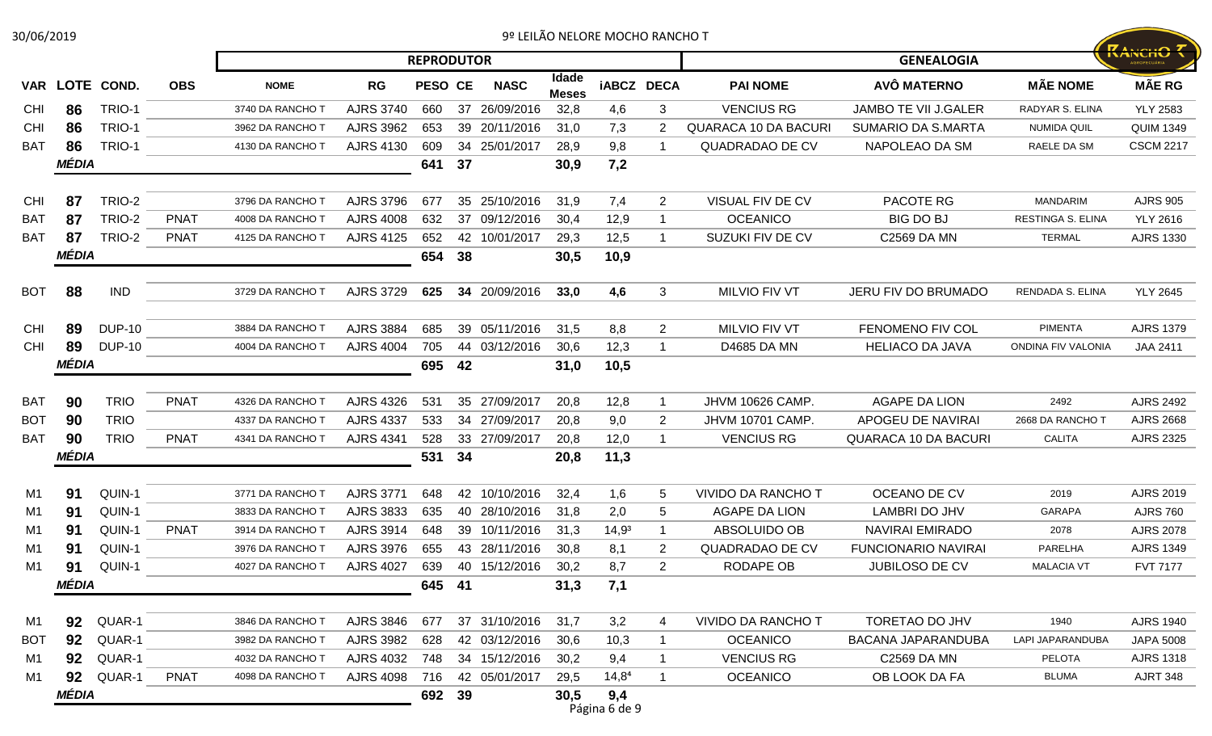# 9º LEILÃO NELORE MOCHO RANCHO T

| | | | | REPRODUTOR | | | | | | | | | GENEALOGIA | | | |
|---|---|---|---|---|---|---|---|---|---|---|---|---|---|---|---|---|
| VAR | LOTE | COND. | OBS | NOME | RG | PESO | CE | NASC | Idade Meses | iABCZ | DECA | PAI NOME | AVÔ MATERNO | MÃE NOME | MÃE RG |
| CHI | 86 | TRIO-1 | | 3740 DA RANCHO T | AJRS 3740 | 660 | 37 | 26/09/2016 | 32,8 | 4,6 | 3 | VENCIUS RG | JAMBO TE VII J.GALER | RADYAR S. ELINA | YLY 2583 |
| CHI | 86 | TRIO-1 | | 3962 DA RANCHO T | AJRS 3962 | 653 | 39 | 20/11/2016 | 31,0 | 7,3 | 2 | QUARACA 10 DA BACURI | SUMARIO DA S.MARTA | NUMIDA QUIL | QUIM 1349 |
| BAT | 86 | TRIO-1 | | 4130 DA RANCHO T | AJRS 4130 | 609 | 34 | 25/01/2017 | 28,9 | 9,8 | 1 | QUADRADAO DE CV | NAPOLEAO DA SM | RAELE DA SM | CSCM 2217 |
| | MÉDIA | | | | | 641 | 37 | | 30,9 | 7,2 | | | | | |
| CHI | 87 | TRIO-2 | | 3796 DA RANCHO T | AJRS 3796 | 677 | 35 | 25/10/2016 | 31,9 | 7,4 | 2 | VISUAL FIV DE CV | PACOTE RG | MANDARIM | AJRS 905 |
| BAT | 87 | TRIO-2 | PNAT | 4008 DA RANCHO T | AJRS 4008 | 632 | 37 | 09/12/2016 | 30,4 | 12,9 | 1 | OCEANICO | BIG DO BJ | RESTINGA S. ELINA | YLY 2616 |
| BAT | 87 | TRIO-2 | PNAT | 4125 DA RANCHO T | AJRS 4125 | 652 | 42 | 10/01/2017 | 29,3 | 12,5 | 1 | SUZUKI FIV DE CV | C2569 DA MN | TERMAL | AJRS 1330 |
| | MÉDIA | | | | | 654 | 38 | | 30,5 | 10,9 | | | | | |
| BOT | 88 | IND | | 3729 DA RANCHO T | AJRS 3729 | 625 | 34 | 20/09/2016 | 33,0 | 4,6 | 3 | MILVIO FIV VT | JERU FIV DO BRUMADO | RENDADA S. ELINA | YLY 2645 |
| CHI | 89 | DUP-10 | | 3884 DA RANCHO T | AJRS 3884 | 685 | 39 | 05/11/2016 | 31,5 | 8,8 | 2 | MILVIO FIV VT | FENOMENO FIV COL | PIMENTA | AJRS 1379 |
| CHI | 89 | DUP-10 | | 4004 DA RANCHO T | AJRS 4004 | 705 | 44 | 03/12/2016 | 30,6 | 12,3 | 1 | D4685 DA MN | HELIACO DA JAVA | ONDINA FIV VALONIA | JAA 2411 |
| | MÉDIA | | | | | 695 | 42 | | 31,0 | 10,5 | | | | | |
| BAT | 90 | TRIO | PNAT | 4326 DA RANCHO T | AJRS 4326 | 531 | 35 | 27/09/2017 | 20,8 | 12,8 | 1 | JHVM 10626 CAMP. | AGAPE DA LION | 2492 | AJRS 2492 |
| BOT | 90 | TRIO | | 4337 DA RANCHO T | AJRS 4337 | 533 | 34 | 27/09/2017 | 20,8 | 9,0 | 2 | JHVM 10701 CAMP. | APOGEU DE NAVIRAI | 2668 DA RANCHO T | AJRS 2668 |
| BAT | 90 | TRIO | PNAT | 4341 DA RANCHO T | AJRS 4341 | 528 | 33 | 27/09/2017 | 20,8 | 12,0 | 1 | VENCIUS RG | QUARACA 10 DA BACURI | CALITA | AJRS 2325 |
| | MÉDIA | | | | | 531 | 34 | | 20,8 | 11,3 | | | | | |
| M1 | 91 | QUIN-1 | | 3771 DA RANCHO T | AJRS 3771 | 648 | 42 | 10/10/2016 | 32,4 | 1,6 | 5 | VIVIDO DA RANCHO T | OCEANO DE CV | 2019 | AJRS 2019 |
| M1 | 91 | QUIN-1 | | 3833 DA RANCHO T | AJRS 3833 | 635 | 40 | 28/10/2016 | 31,8 | 2,0 | 5 | AGAPE DA LION | LAMBRI DO JHV | GARAPA | AJRS 760 |
| M1 | 91 | QUIN-1 | PNAT | 3914 DA RANCHO T | AJRS 3914 | 648 | 39 | 10/11/2016 | 31,3 | 14,9³ | 1 | ABSOLUIDO OB | NAVIRAI EMIRADO | 2078 | AJRS 2078 |
| M1 | 91 | QUIN-1 | | 3976 DA RANCHO T | AJRS 3976 | 655 | 43 | 28/11/2016 | 30,8 | 8,1 | 2 | QUADRADAO DE CV | FUNCIONARIO NAVIRAI | PARELHA | AJRS 1349 |
| M1 | 91 | QUIN-1 | | 4027 DA RANCHO T | AJRS 4027 | 639 | 40 | 15/12/2016 | 30,2 | 8,7 | 2 | RODAPE OB | JUBILOSO DE CV | MALACIA VT | FVT 7177 |
| | MÉDIA | | | | | 645 | 41 | | 31,3 | 7,1 | | | | | |
| M1 | 92 | QUAR-1 | | 3846 DA RANCHO T | AJRS 3846 | 677 | 37 | 31/10/2016 | 31,7 | 3,2 | 4 | VIVIDO DA RANCHO T | TORETAO DO JHV | 1940 | AJRS 1940 |
| BOT | 92 | QUAR-1 | | 3982 DA RANCHO T | AJRS 3982 | 628 | 42 | 03/12/2016 | 30,6 | 10,3 | 1 | OCEANICO | BACANA JAPARANDUBA | LAPI JAPARANDUBA | JAPA 5008 |
| M1 | 92 | QUAR-1 | | 4032 DA RANCHO T | AJRS 4032 | 748 | 34 | 15/12/2016 | 30,2 | 9,4 | 1 | VENCIUS RG | C2569 DA MN | PELOTA | AJRS 1318 |
| M1 | 92 | QUAR-1 | PNAT | 4098 DA RANCHO T | AJRS 4098 | 716 | 42 | 05/01/2017 | 29,5 | 14,8⁴ | 1 | OCEANICO | OB LOOK DA FA | BLUMA | AJRT 348 |
| | MÉDIA | | | | | 692 | 39 | | 30,5 | 9,4 | | | | | |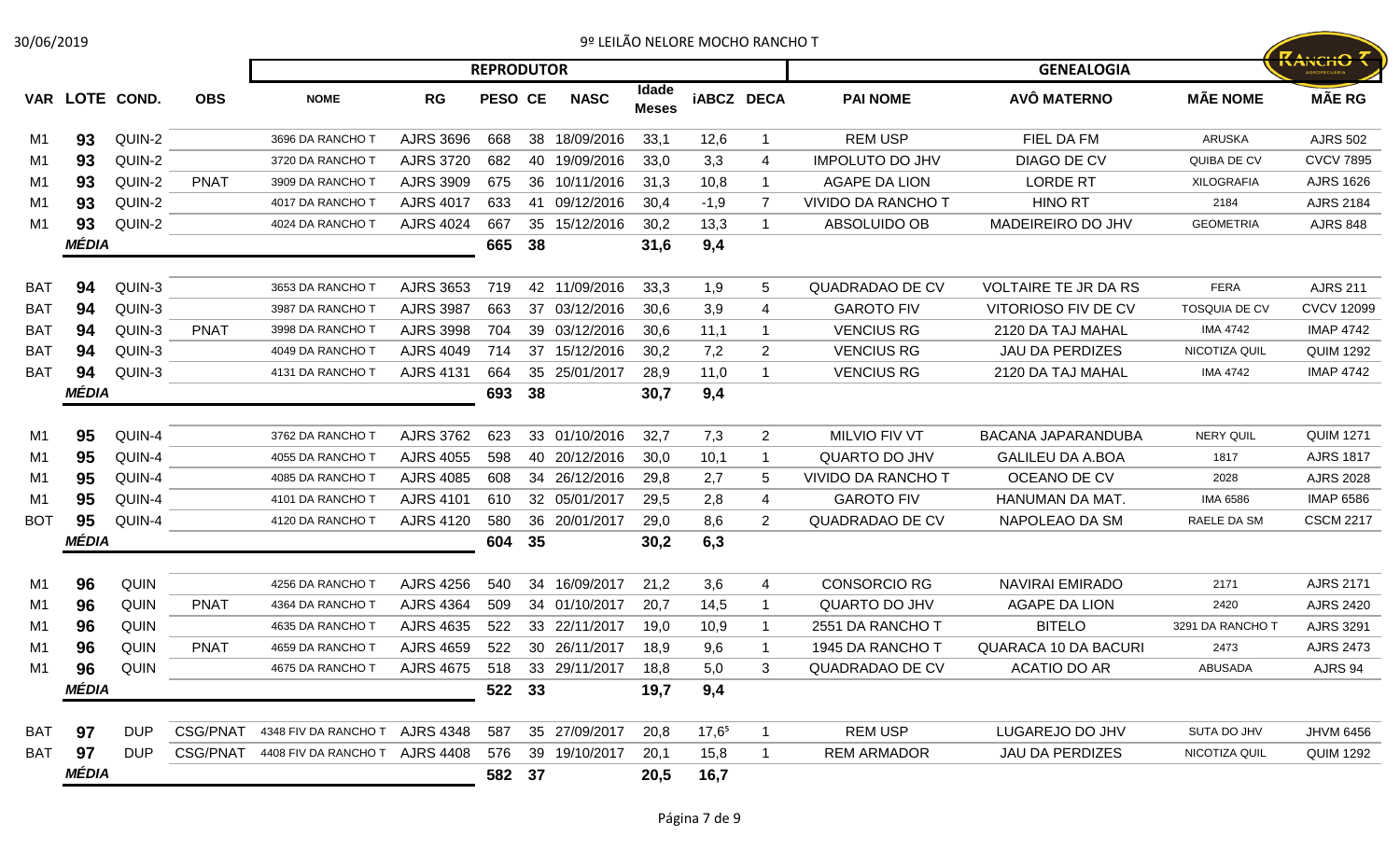# 9º LEILÃO NELORE MOCHO RANCHO T

| VAR | LOTE | COND. | OBS | REPRODUTOR | | | | | | | | GENEALOGIA | | | |
|---|---|---|---|---|---|---|---|---|---|---|---|---|---|---|---|
| | | | | NOME | RG | PESO | CE | NASC | Idade Meses | iABCZ | DECA | PAI NOME | AVÔ MATERNO | MÃE NOME | MÃE RG |
| M1 | 93 | QUIN-2 | | 3696 DA RANCHO T | AJRS 3696 | 668 | 38 | 18/09/2016 | 33,1 | 12,6 | 1 | REM USP | FIEL DA FM | ARUSKA | AJRS 502 |
| M1 | 93 | QUIN-2 | | 3720 DA RANCHO T | AJRS 3720 | 682 | 40 | 19/09/2016 | 33,0 | 3,3 | 4 | IMPOLUTO DO JHV | DIAGO DE CV | QUIBA DE CV | CVCV 7895 |
| M1 | 93 | QUIN-2 | PNAT | 3909 DA RANCHO T | AJRS 3909 | 675 | 36 | 10/11/2016 | 31,3 | 10,8 | 1 | AGAPE DA LION | LORDE RT | XILOGRAFIA | AJRS 1626 |
| M1 | 93 | QUIN-2 | | 4017 DA RANCHO T | AJRS 4017 | 633 | 41 | 09/12/2016 | 30,4 | -1,9 | 7 | VIVIDO DA RANCHO T | HINO RT | 2184 | AJRS 2184 |
| M1 | 93 | QUIN-2 | | 4024 DA RANCHO T | AJRS 4024 | 667 | 35 | 15/12/2016 | 30,2 | 13,3 | 1 | ABSOLUIDO OB | MADEIREIRO DO JHV | GEOMETRIA | AJRS 848 |
| | **MÉDIA** | | | | | **665** | **38** | | **31,6** | **9,4** | | | | | |
| BAT | 94 | QUIN-3 | | 3653 DA RANCHO T | AJRS 3653 | 719 | 42 | 11/09/2016 | 33,3 | 1,9 | 5 | QUADRADAO DE CV | VOLTAIRE TE JR DA RS | FERA | AJRS 211 |
| BAT | 94 | QUIN-3 | | 3987 DA RANCHO T | AJRS 3987 | 663 | 37 | 03/12/2016 | 30,6 | 3,9 | 4 | GAROTO FIV | VITORIOSO FIV DE CV | TOSQUIA DE CV | CVCV 12099 |
| BAT | 94 | QUIN-3 | PNAT | 3998 DA RANCHO T | AJRS 3998 | 704 | 39 | 03/12/2016 | 30,6 | 11,1 | 1 | VENCIUS RG | 2120 DA TAJ MAHAL | IMA 4742 | IMAP 4742 |
| BAT | 94 | QUIN-3 | | 4049 DA RANCHO T | AJRS 4049 | 714 | 37 | 15/12/2016 | 30,2 | 7,2 | 2 | VENCIUS RG | JAU DA PERDIZES | NICOTIZA QUIL | QUIM 1292 |
| BAT | 94 | QUIN-3 | | 4131 DA RANCHO T | AJRS 4131 | 664 | 35 | 25/01/2017 | 28,9 | 11,0 | 1 | VENCIUS RG | 2120 DA TAJ MAHAL | IMA 4742 | IMAP 4742 |
| | **MÉDIA** | | | | | **693** | **38** | | **30,7** | **9,4** | | | | | |
| M1 | 95 | QUIN-4 | | 3762 DA RANCHO T | AJRS 3762 | 623 | 33 | 01/10/2016 | 32,7 | 7,3 | 2 | MILVIO FIV VT | BACANA JAPARANDUBA | NERY QUIL | QUIM 1271 |
| M1 | 95 | QUIN-4 | | 4055 DA RANCHO T | AJRS 4055 | 598 | 40 | 20/12/2016 | 30,0 | 10,1 | 1 | QUARTO DO JHV | GALILEU DA A.BOA | 1817 | AJRS 1817 |
| M1 | 95 | QUIN-4 | | 4085 DA RANCHO T | AJRS 4085 | 608 | 34 | 26/12/2016 | 29,8 | 2,7 | 5 | VIVIDO DA RANCHO T | OCEANO DE CV | 2028 | AJRS 2028 |
| M1 | 95 | QUIN-4 | | 4101 DA RANCHO T | AJRS 4101 | 610 | 32 | 05/01/2017 | 29,5 | 2,8 | 4 | GAROTO FIV | HANUMAN DA MAT. | IMA 6586 | IMAP 6586 |
| BOT | 95 | QUIN-4 | | 4120 DA RANCHO T | AJRS 4120 | 580 | 36 | 20/01/2017 | 29,0 | 8,6 | 2 | QUADRADAO DE CV | NAPOLEAO DA SM | RAELE DA SM | CSCM 2217 |
| | **MÉDIA** | | | | | **604** | **35** | | **30,2** | **6,3** | | | | | |
| M1 | 96 | QUIN | | 4256 DA RANCHO T | AJRS 4256 | 540 | 34 | 16/09/2017 | 21,2 | 3,6 | 4 | CONSORCIO RG | NAVIRAI EMIRADO | 2171 | AJRS 2171 |
| M1 | 96 | QUIN | PNAT | 4364 DA RANCHO T | AJRS 4364 | 509 | 34 | 01/10/2017 | 20,7 | 14,5 | 1 | QUARTO DO JHV | AGAPE DA LION | 2420 | AJRS 2420 |
| M1 | 96 | QUIN | | 4635 DA RANCHO T | AJRS 4635 | 522 | 33 | 22/11/2017 | 19,0 | 10,9 | 1 | 2551 DA RANCHO T | BITELO | 3291 DA RANCHO T | AJRS 3291 |
| M1 | 96 | QUIN | PNAT | 4659 DA RANCHO T | AJRS 4659 | 522 | 30 | 26/11/2017 | 18,9 | 9,6 | 1 | 1945 DA RANCHO T | QUARACA 10 DA BACURI | 2473 | AJRS 2473 |
| M1 | 96 | QUIN | | 4675 DA RANCHO T | AJRS 4675 | 518 | 33 | 29/11/2017 | 18,8 | 5,0 | 3 | QUADRADAO DE CV | ACATIO DO AR | ABUSADA | AJRS 94 |
| | **MÉDIA** | | | | | **522** | **33** | | **19,7** | **9,4** | | | | | |
| BAT | 97 | DUP | CSG/PNAT | 4348 FIV DA RANCHO T | AJRS 4348 | 587 | 35 | 27/09/2017 | 20,8 | 17,6[s] | 1 | REM USP | LUGAREJO DO JHV | SUTA DO JHV | JHVM 6456 |
| BAT | 97 | DUP | CSG/PNAT | 4408 FIV DA RANCHO T | AJRS 4408 | 576 | 39 | 19/10/2017 | 20,1 | 15,8 | 1 | REM ARMADOR | JAU DA PERDIZES | NICOTIZA QUIL | QUIM 1292 |
| | **MÉDIA** | | | | | **582** | **37** | | **20,5** | **16,7** | | | | | |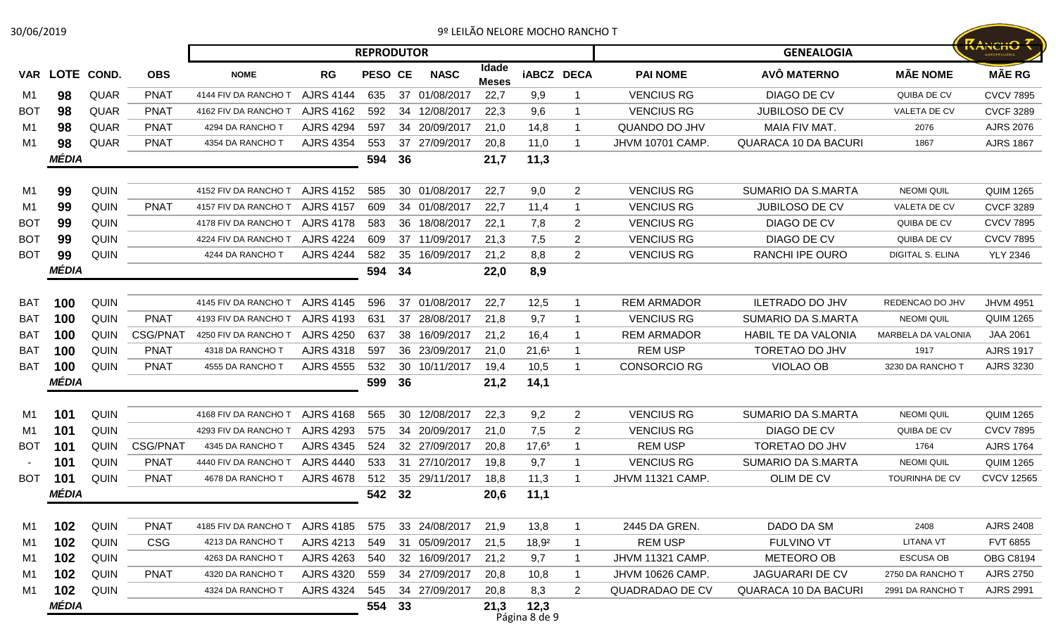30/06/2019

# 9º LEILÃO NELORE MOCHO RANCHO T

| | | | | REPRODUTOR | | | | | | | | | GENEALOGIA | | | |
|---|---|---|---|---|---|---|---|---|---|---|---|---|---|---|---|---|
| VAR | LOTE | COND. | OBS | NOME | RG | PESO | CE | NASC | Idade Meses | iABCZ | DECA | PAI NOME | AVÔ MATERNO | MÃE NOME | MÃE RG |
| M1 | 98 | QUAR | PNAT | 4144 FIV DA RANCHO T | AJRS 4144 | 635 | 37 | 01/08/2017 | 22,7 | 9,9 | 1 | VENCIUS RG | DIAGO DE CV | QUIBA DE CV | CVCV 7895 |
| BOT | 98 | QUAR | PNAT | 4162 FIV DA RANCHO T | AJRS 4162 | 592 | 34 | 12/08/2017 | 22,3 | 9,6 | 1 | VENCIUS RG | JUBILOSO DE CV | VALETA DE CV | CVCF 3289 |
| M1 | 98 | QUAR | PNAT | 4294 DA RANCHO T | AJRS 4294 | 597 | 34 | 20/09/2017 | 21,0 | 14,8 | 1 | QUANDO DO JHV | MAIA FIV MAT. | 2076 | AJRS 2076 |
| M1 | 98 | QUAR | PNAT | 4354 DA RANCHO T | AJRS 4354 | 553 | 37 | 27/09/2017 | 20,8 | 11,0 | 1 | JHVM 10701 CAMP. | QUARACA 10 DA BACURI | 1867 | AJRS 1867 |
| | **MÉDIA** | | | | | **594** | **36** | | **21,7** | **11,3** | | | | | |
| M1 | 99 | QUIN | | 4152 FIV DA RANCHO T | AJRS 4152 | 585 | 30 | 01/08/2017 | 22,7 | 9,0 | 2 | VENCIUS RG | SUMARIO DA S.MARTA | NEOMI QUIL | QUIM 1265 |
| M1 | 99 | QUIN | PNAT | 4157 FIV DA RANCHO T | AJRS 4157 | 609 | 34 | 01/08/2017 | 22,7 | 11,4 | 1 | VENCIUS RG | JUBILOSO DE CV | VALETA DE CV | CVCF 3289 |
| BOT | 99 | QUIN | | 4178 FIV DA RANCHO T | AJRS 4178 | 583 | 36 | 18/08/2017 | 22,1 | 7,8 | 2 | VENCIUS RG | DIAGO DE CV | QUIBA DE CV | CVCV 7895 |
| BOT | 99 | QUIN | | 4224 FIV DA RANCHO T | AJRS 4224 | 609 | 37 | 11/09/2017 | 21,3 | 7,5 | 2 | VENCIUS RG | DIAGO DE CV | QUIBA DE CV | CVCV 7895 |
| BOT | 99 | QUIN | | 4244 DA RANCHO T | AJRS 4244 | 582 | 35 | 16/09/2017 | 21,2 | 8,8 | 2 | VENCIUS RG | RANCHI IPE OURO | DIGITAL S. ELINA | YLY 2346 |
| | **MÉDIA** | | | | | **594** | **34** | | **22,0** | **8,9** | | | | | |
| BAT | 100 | QUIN | | 4145 FIV DA RANCHO T | AJRS 4145 | 596 | 37 | 01/08/2017 | 22,7 | 12,5 | 1 | REM ARMADOR | ILETRADO DO JHV | REDENCAO DO JHV | JHVM 4951 |
| BAT | 100 | QUIN | PNAT | 4193 FIV DA RANCHO T | AJRS 4193 | 631 | 37 | 28/08/2017 | 21,8 | 9,7 | 1 | VENCIUS RG | SUMARIO DA S.MARTA | NEOMI QUIL | QUIM 1265 |
| BAT | 100 | QUIN | CSG/PNAT | 4250 FIV DA RANCHO T | AJRS 4250 | 637 | 38 | 16/09/2017 | 21,2 | 16,4 | 1 | REM ARMADOR | HABIL TE DA VALONIA | MARBELA DA VALONIA | JAA 2061 |
| BAT | 100 | QUIN | PNAT | 4318 DA RANCHO T | AJRS 4318 | 597 | 36 | 23/09/2017 | 21,0 | 21,6[1] | 1 | REM USP | TORETAO DO JHV | 1917 | AJRS 1917 |
| BAT | 100 | QUIN | PNAT | 4555 DA RANCHO T | AJRS 4555 | 532 | 30 | 10/11/2017 | 19,4 | 10,5 | 1 | CONSORCIO RG | VIOLAO OB | 3230 DA RANCHO T | AJRS 3230 |
| | **MÉDIA** | | | | | **599** | **36** | | **21,2** | **14,1** | | | | | |
| M1 | 101 | QUIN | | 4168 FIV DA RANCHO T | AJRS 4168 | 565 | 30 | 12/08/2017 | 22,3 | 9,2 | 2 | VENCIUS RG | SUMARIO DA S.MARTA | NEOMI QUIL | QUIM 1265 |
| M1 | 101 | QUIN | | 4293 FIV DA RANCHO T | AJRS 4293 | 575 | 34 | 20/09/2017 | 21,0 | 7,5 | 2 | VENCIUS RG | DIAGO DE CV | QUIBA DE CV | CVCV 7895 |
| BOT | 101 | QUIN | CSG/PNAT | 4345 DA RANCHO T | AJRS 4345 | 524 | 32 | 27/09/2017 | 20,8 | 17,6[5] | 1 | REM USP | TORETAO DO JHV | 1764 | AJRS 1764 |
| - | 101 | QUIN | PNAT | 4440 FIV DA RANCHO T | AJRS 4440 | 533 | 31 | 27/10/2017 | 19,8 | 9,7 | 1 | VENCIUS RG | SUMARIO DA S.MARTA | NEOMI QUIL | QUIM 1265 |
| BOT | 101 | QUIN | PNAT | 4678 DA RANCHO T | AJRS 4678 | 512 | 35 | 29/11/2017 | 18,8 | 11,3 | 1 | JHVM 11321 CAMP. | OLIM DE CV | TOURINHA DE CV | CVCV 12565 |
| | **MÉDIA** | | | | | **542** | **32** | | **20,6** | **11,1** | | | | | |
| M1 | 102 | QUIN | PNAT | 4185 FIV DA RANCHO T | AJRS 4185 | 575 | 33 | 24/08/2017 | 21,9 | 13,8 | 1 | 2445 DA GREN. | DADO DA SM | 2408 | AJRS 2408 |
| M1 | 102 | QUIN | CSG | 4213 DA RANCHO T | AJRS 4213 | 549 | 31 | 05/09/2017 | 21,5 | 18,9[2] | 1 | REM USP | FULVINO VT | LITANA VT | FVT 6855 |
| M1 | 102 | QUIN | | 4263 DA RANCHO T | AJRS 4263 | 540 | 32 | 16/09/2017 | 21,2 | 9,7 | 1 | JHVM 11321 CAMP. | METEORO OB | ESCUSA OB | OBG C8194 |
| M1 | 102 | QUIN | PNAT | 4320 DA RANCHO T | AJRS 4320 | 559 | 34 | 27/09/2017 | 20,8 | 10,8 | 1 | JHVM 10626 CAMP. | JAGUARARI DE CV | 2750 DA RANCHO T | AJRS 2750 |
| M1 | 102 | QUIN | | 4324 DA RANCHO T | AJRS 4324 | 545 | 34 | 27/09/2017 | 20,8 | 8,3 | 2 | QUADRADAO DE CV | QUARACA 10 DA BACURI | 2991 DA RANCHO T | AJRS 2991 |
| | **MÉDIA** | | | | | **554** | **33** | | **21,3** | **12,3** | | | | | |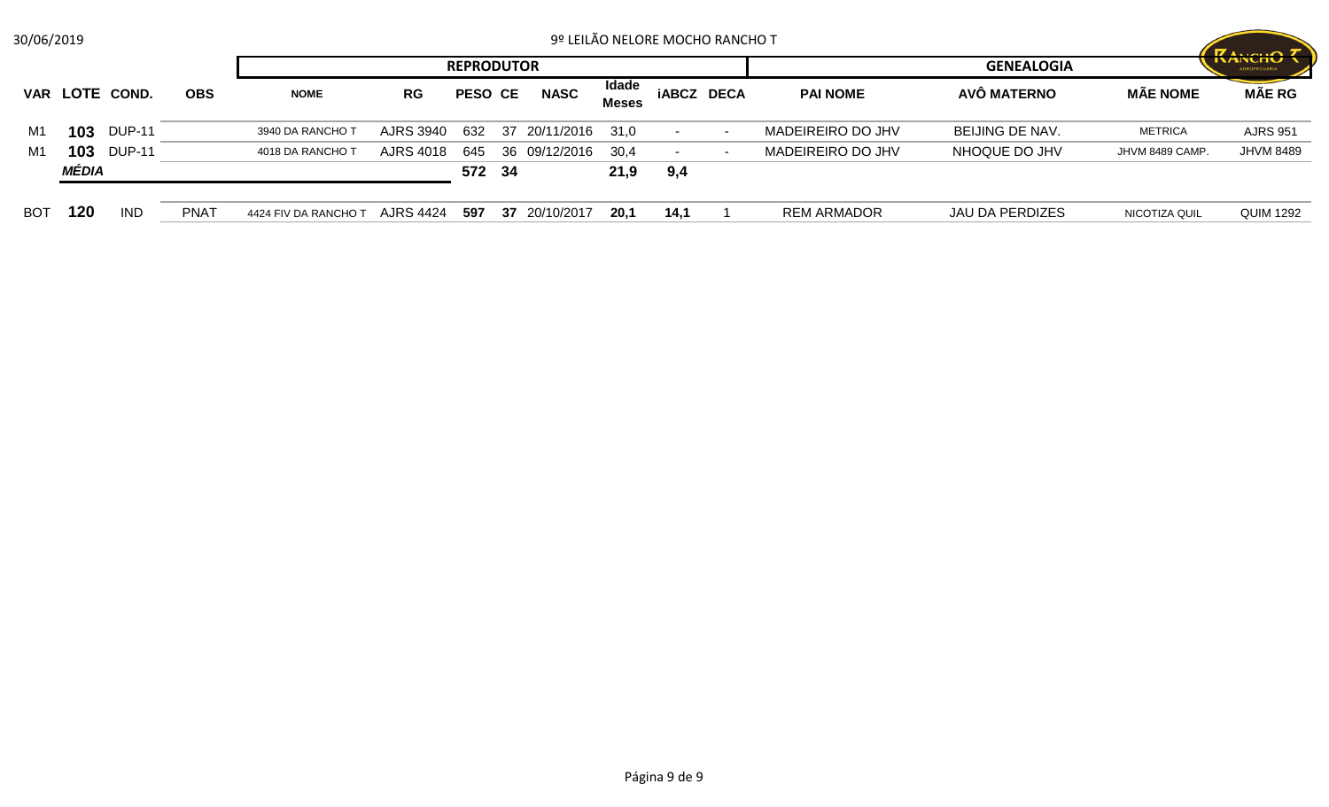# 9º LEILÃO NELORE MOCHO RANCHO T

| VAR | LOTE | COND. | OBS | NOME | RG | PESO | CE | NASC | Idade Meses | iABCZ | DECA | PAI NOME | AVÔ MATERNO | MÃE NOME | MÃE RG |
|---|---|---|---|---|---|---|---|---|---|---|---|---|---|---|---|
| | | | | REPRODUTOR | | | | | | | | GENEALOGIA | | | |
| M1 | **103** | DUP-11 | | 3940 DA RANCHO T | AJRS 3940 | 632 | 37 | 20/11/2016 | 31,0 | - | - | MADEIREIRO DO JHV | BEIJING DE NAV. | METRICA | AJRS 951 |
| M1 | **103** | DUP-11 | | 4018 DA RANCHO T | AJRS 4018 | 645 | 36 | 09/12/2016 | 30,4 | - | - | MADEIREIRO DO JHV | NHOQUE DO JHV | JHVM 8489 CAMP. | JHVM 8489 |
| | ***MÉDIA*** | | | | | **572** | **34** | | **21,9** | **9,4** | | | | | |
| BOT | **120** | IND | PNAT | 4424 FIV DA RANCHO T | AJRS 4424 | **597** | **37** | 20/10/2017 | **20,1** | **14,1** | 1 | REM ARMADOR | JAU DA PERDIZES | NICOTIZA QUIL | QUIM 1292 |